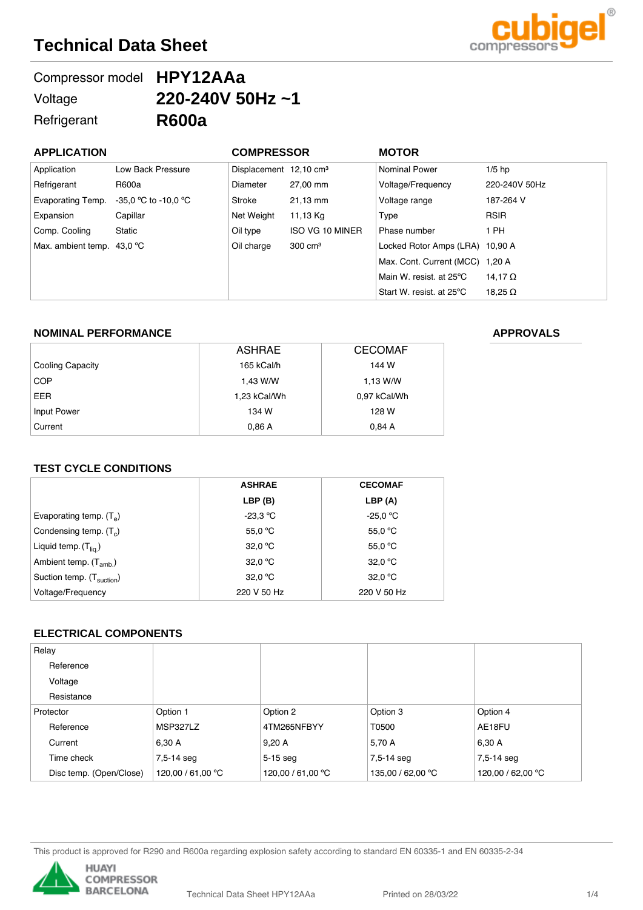# Technical Data Sheet

| | |
|---|---|
| Compressor model | **HPY12AAa** |
| Voltage | **220-240V 50Hz ~1** |
| Refrigerant | **R600a** |

| APPLICATION | | COMPRESSOR | | MOTOR | |
|---|---|---|---|---|---|
| Application | Low Back Pressure | Displacement | 12,10 cm³ | Nominal Power | 1/5 hp |
| Refrigerant | R600a | Diameter | 27,00 mm | Voltage/Frequency | 220-240V 50Hz |
| Evaporating Temp. | -35,0 °C to -10,0 °C | Stroke | 21,13 mm | Voltage range | 187-264 V |
| Expansion | Capillar | Net Weight | 11,13 Kg | Type | RSIR |
| Comp. Cooling | Static | Oil type | ISO VG 10 MINER | Phase number | 1 PH |
| Max. ambient temp. | 43,0 °C | Oil charge | 300 cm³ | Locked Rotor Amps (LRA) | 10,90 A |
| | | | | Max. Cont. Current (MCC) | 1,20 A |
| | | | | Main W. resist. at 25°C | 14,17 Ω |
| | | | | Start W. resist. at 25°C | 18,25 Ω |

## NOMINAL PERFORMANCE

| | ASHRAE | CECOMAF |
|---|---|---|
| Cooling Capacity | 165 kCal/h | 144 W |
| COP | 1,43 W/W | 1,13 W/W |
| EER | 1,23 kCal/Wh | 0,97 kCal/Wh |
| Input Power | 134 W | 128 W |
| Current | 0,86 A | 0,84 A |

## APPROVALS

## TEST CYCLE CONDITIONS

| | **ASHRAE** | **CECOMAF** |
|---|---|---|
| | **LBP (B)** | **LBP (A)** |
| Evaporating temp. ($T_e$) | -23,3 °C | -25,0 °C |
| Condensing temp. ($T_c$) | 55,0 °C | 55,0 °C |
| Liquid temp. ($T_{liq.}$) | 32,0 °C | 55,0 °C |
| Ambient temp. ($T_{amb.}$) | 32,0 °C | 32,0 °C |
| Suction temp. ($T_{suction}$) | 32,0 °C | 32,0 °C |
| Voltage/Frequency | 220 V 50 Hz | 220 V 50 Hz |

## ELECTRICAL COMPONENTS

| Relay | | | | |
|---|---|---|---|---|
| Reference | | | | |
| Voltage | | | | |
| Resistance | | | | |
| **Protector** | Option 1 | Option 2 | Option 3 | Option 4 |
| Reference | MSP327LZ | 4TM265NFBYY | T0500 | AE18FU |
| Current | 6,30 A | 9,20 A | 5,70 A | 6,30 A |
| Time check | 7,5-14 seg | 5-15 seg | 7,5-14 seg | 7,5-14 seg |
| Disc temp. (Open/Close) | 120,00 / 61,00 °C | 120,00 / 61,00 °C | 135,00 / 62,00 °C | 120,00 / 62,00 °C |

This product is approved for R290 and R600a regarding explosion safety according to standard EN 60335-1 and EN 60335-2-34

Printed on 28/03/22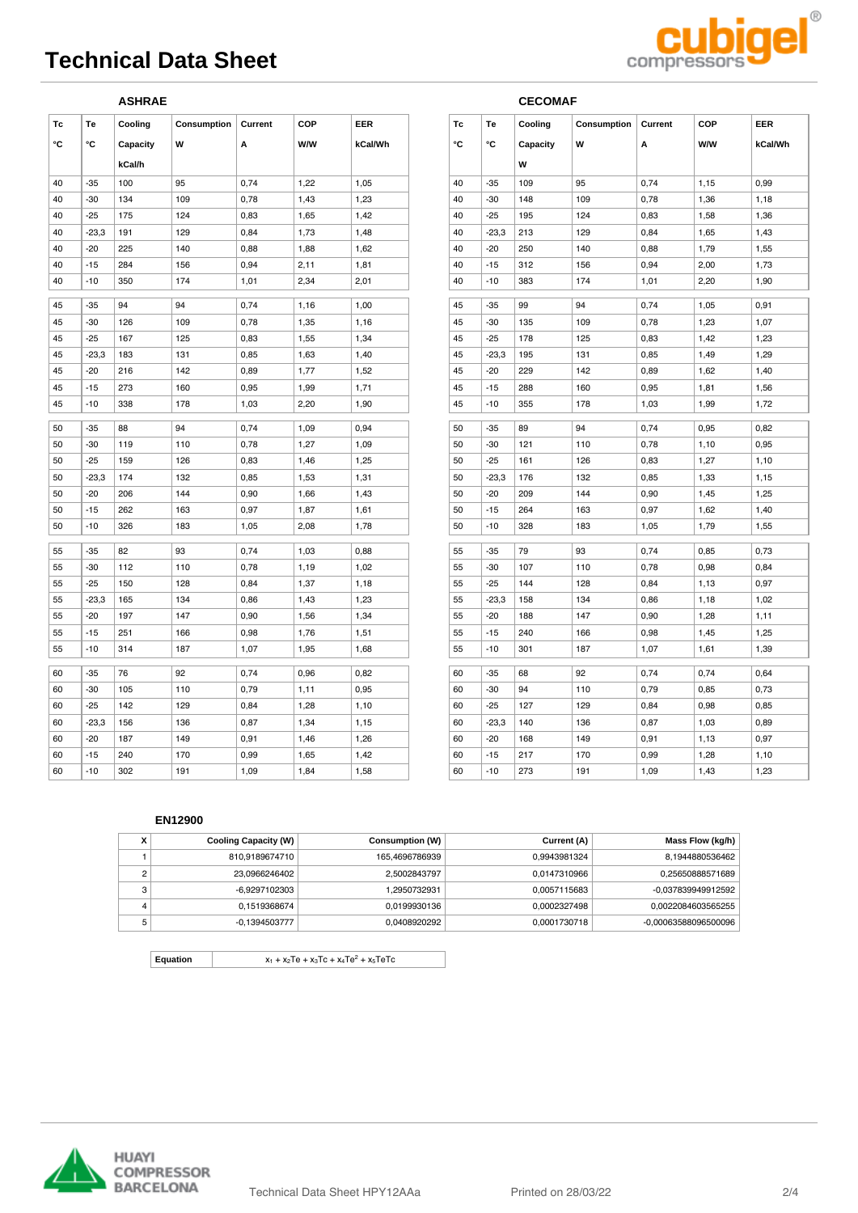# Technical Data Sheet

### ASHRAE

| Tc °C | Te °C | Cooling Capacity kCal/h | Consumption W | Current A | COP W/W | EER kCal/Wh |
|---|---|---|---|---|---|---|
| 40 | -35 | 100 | 95 | 0,74 | 1,22 | 1,05 |
| 40 | -30 | 134 | 109 | 0,78 | 1,43 | 1,23 |
| 40 | -25 | 175 | 124 | 0,83 | 1,65 | 1,42 |
| 40 | -23,3 | 191 | 129 | 0,84 | 1,73 | 1,48 |
| 40 | -20 | 225 | 140 | 0,88 | 1,88 | 1,62 |
| 40 | -15 | 284 | 156 | 0,94 | 2,11 | 1,81 |
| 40 | -10 | 350 | 174 | 1,01 | 2,34 | 2,01 |
| 45 | -35 | 94 | 94 | 0,74 | 1,16 | 1,00 |
| 45 | -30 | 126 | 109 | 0,78 | 1,35 | 1,16 |
| 45 | -25 | 167 | 125 | 0,83 | 1,55 | 1,34 |
| 45 | -23,3 | 183 | 131 | 0,85 | 1,63 | 1,40 |
| 45 | -20 | 216 | 142 | 0,89 | 1,77 | 1,52 |
| 45 | -15 | 273 | 160 | 0,95 | 1,99 | 1,71 |
| 45 | -10 | 338 | 178 | 1,03 | 2,20 | 1,90 |
| 50 | -35 | 88 | 94 | 0,74 | 1,09 | 0,94 |
| 50 | -30 | 119 | 110 | 0,78 | 1,27 | 1,09 |
| 50 | -25 | 159 | 126 | 0,83 | 1,46 | 1,25 |
| 50 | -23,3 | 174 | 132 | 0,85 | 1,53 | 1,31 |
| 50 | -20 | 206 | 144 | 0,90 | 1,66 | 1,43 |
| 50 | -15 | 262 | 163 | 0,97 | 1,87 | 1,61 |
| 50 | -10 | 326 | 183 | 1,05 | 2,08 | 1,78 |
| 55 | -35 | 82 | 93 | 0,74 | 1,03 | 0,88 |
| 55 | -30 | 112 | 110 | 0,78 | 1,19 | 1,02 |
| 55 | -25 | 150 | 128 | 0,84 | 1,37 | 1,18 |
| 55 | -23,3 | 165 | 134 | 0,86 | 1,43 | 1,23 |
| 55 | -20 | 197 | 147 | 0,90 | 1,56 | 1,34 |
| 55 | -15 | 251 | 166 | 0,98 | 1,76 | 1,51 |
| 55 | -10 | 314 | 187 | 1,07 | 1,95 | 1,68 |
| 60 | -35 | 76 | 92 | 0,74 | 0,96 | 0,82 |
| 60 | -30 | 105 | 110 | 0,79 | 1,11 | 0,95 |
| 60 | -25 | 142 | 129 | 0,84 | 1,28 | 1,10 |
| 60 | -23,3 | 156 | 136 | 0,87 | 1,34 | 1,15 |
| 60 | -20 | 187 | 149 | 0,91 | 1,46 | 1,26 |
| 60 | -15 | 240 | 170 | 0,99 | 1,65 | 1,42 |
| 60 | -10 | 302 | 191 | 1,09 | 1,84 | 1,58 |

### CECOMAF

| Tc °C | Te °C | Cooling Capacity W | Consumption W | Current A | COP W/W | EER kCal/Wh |
|---|---|---|---|---|---|---|
| 40 | -35 | 109 | 95 | 0,74 | 1,15 | 0,99 |
| 40 | -30 | 148 | 109 | 0,78 | 1,36 | 1,18 |
| 40 | -25 | 195 | 124 | 0,83 | 1,58 | 1,36 |
| 40 | -23,3 | 213 | 129 | 0,84 | 1,65 | 1,43 |
| 40 | -20 | 250 | 140 | 0,88 | 1,79 | 1,55 |
| 40 | -15 | 312 | 156 | 0,94 | 2,00 | 1,73 |
| 40 | -10 | 383 | 174 | 1,01 | 2,20 | 1,90 |
| 45 | -35 | 99 | 94 | 0,74 | 1,05 | 0,91 |
| 45 | -30 | 135 | 109 | 0,78 | 1,23 | 1,07 |
| 45 | -25 | 178 | 125 | 0,83 | 1,42 | 1,23 |
| 45 | -23,3 | 195 | 131 | 0,85 | 1,49 | 1,29 |
| 45 | -20 | 229 | 142 | 0,89 | 1,62 | 1,40 |
| 45 | -15 | 288 | 160 | 0,95 | 1,81 | 1,56 |
| 45 | -10 | 355 | 178 | 1,03 | 1,99 | 1,72 |
| 50 | -35 | 89 | 94 | 0,74 | 0,95 | 0,82 |
| 50 | -30 | 121 | 110 | 0,78 | 1,10 | 0,95 |
| 50 | -25 | 161 | 126 | 0,83 | 1,27 | 1,10 |
| 50 | -23,3 | 176 | 132 | 0,85 | 1,33 | 1,15 |
| 50 | -20 | 209 | 144 | 0,90 | 1,45 | 1,25 |
| 50 | -15 | 264 | 163 | 0,97 | 1,62 | 1,40 |
| 50 | -10 | 328 | 183 | 1,05 | 1,79 | 1,55 |
| 55 | -35 | 79 | 93 | 0,74 | 0,85 | 0,73 |
| 55 | -30 | 107 | 110 | 0,78 | 0,98 | 0,84 |
| 55 | -25 | 144 | 128 | 0,84 | 1,13 | 0,97 |
| 55 | -23,3 | 158 | 134 | 0,86 | 1,18 | 1,02 |
| 55 | -20 | 188 | 147 | 0,90 | 1,28 | 1,11 |
| 55 | -15 | 240 | 166 | 0,98 | 1,45 | 1,25 |
| 55 | -10 | 301 | 187 | 1,07 | 1,61 | 1,39 |
| 60 | -35 | 68 | 92 | 0,74 | 0,74 | 0,64 |
| 60 | -30 | 94 | 110 | 0,79 | 0,85 | 0,73 |
| 60 | -25 | 127 | 129 | 0,84 | 0,98 | 0,85 |
| 60 | -23,3 | 140 | 136 | 0,87 | 1,03 | 0,89 |
| 60 | -20 | 168 | 149 | 0,91 | 1,13 | 0,97 |
| 60 | -15 | 217 | 170 | 0,99 | 1,28 | 1,10 |
| 60 | -10 | 273 | 191 | 1,09 | 1,43 | 1,23 |

### EN12900

| X | Cooling Capacity (W) | Consumption (W) | Current (A) | Mass Flow (kg/h) |
|---|---|---|---|---|
| 1 | 810,9189674710 | 165,4696786939 | 0,9943981324 | 8,1944880536462 |
| 2 | 23,0966246402 | 2,5002843797 | 0,0147310966 | 0,25650888571689 |
| 3 | -6,9297102303 | 1,2950732931 | 0,0057115683 | -0,037839949912592 |
| 4 | 0,1519368674 | 0,0199930136 | 0,0002327498 | 0,0022084603565255 |
| 5 | -0,1394503777 | 0,0408920292 | 0,0001730718 | -0,00063588096500096 |

| Equation | $x_1 + x_2Te + x_3Tc + x_4Te^2 + x_5TeTc$ |
|---|---|

Technical Data Sheet HPY12AAa — Printed on 28/03/22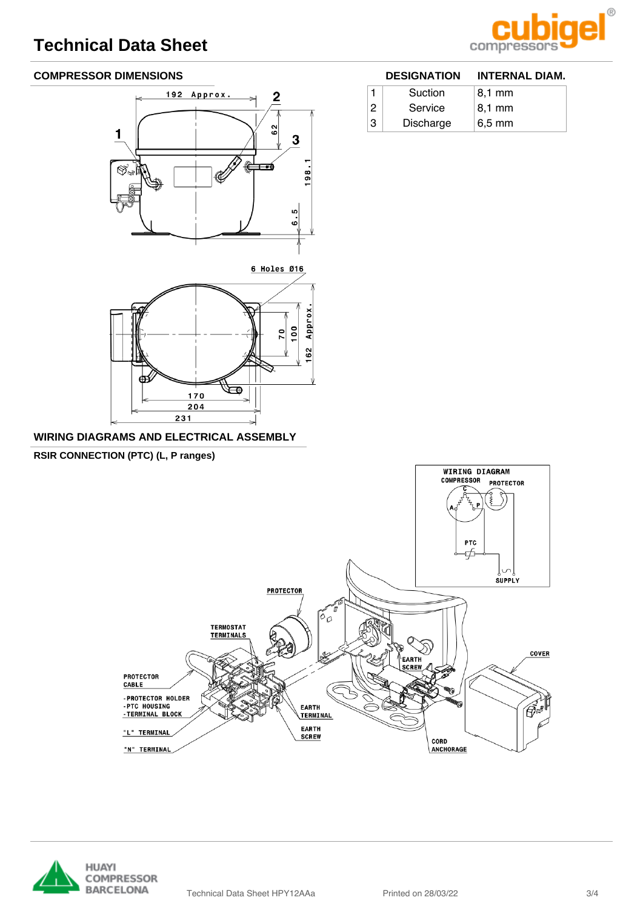# Technical Data Sheet

## COMPRESSOR DIMENSIONS

| | DESIGNATION | INTERNAL DIAM. |
|---|---|---|
| 1 | Suction | 8,1 mm |
| 2 | Service | 8,1 mm |
| 3 | Discharge | 6,5 mm |

## WIRING DIAGRAMS AND ELECTRICAL ASSEMBLY

### RSIR CONNECTION (PTC) (L, P ranges)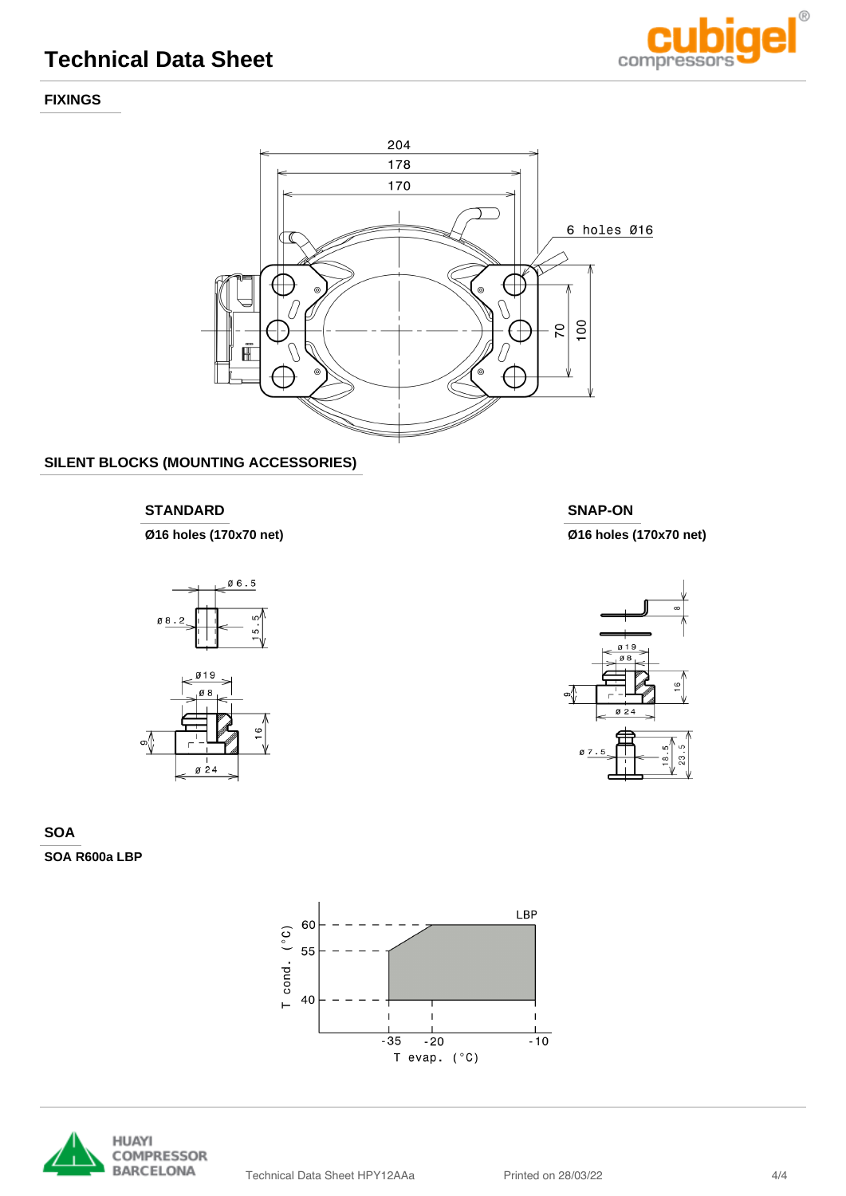## Technical Data Sheet

### FIXINGS

204
178
170
6 holes Ø16
70
100

### SILENT BLOCKS (MOUNTING ACCESSORIES)

**STANDARD**

**Ø16 holes (170x70 net)**

ø 6.5
ø 8.2
15.5
ø 19
ø 8
9
16
ø 24

**SNAP-ON**

**Ø16 holes (170x70 net)**

8
ø 19
ø 8
9
16
ø 24
ø 7.5
18.5
23.5

### SOA

**SOA R600a LBP**

LBP
T cond. (°C)
60
55
40
-35
-20
-10
T evap. (°C)

HUAYI COMPRESSOR BARCELONA

Technical Data Sheet HPY12AAa

Printed on 28/03/22